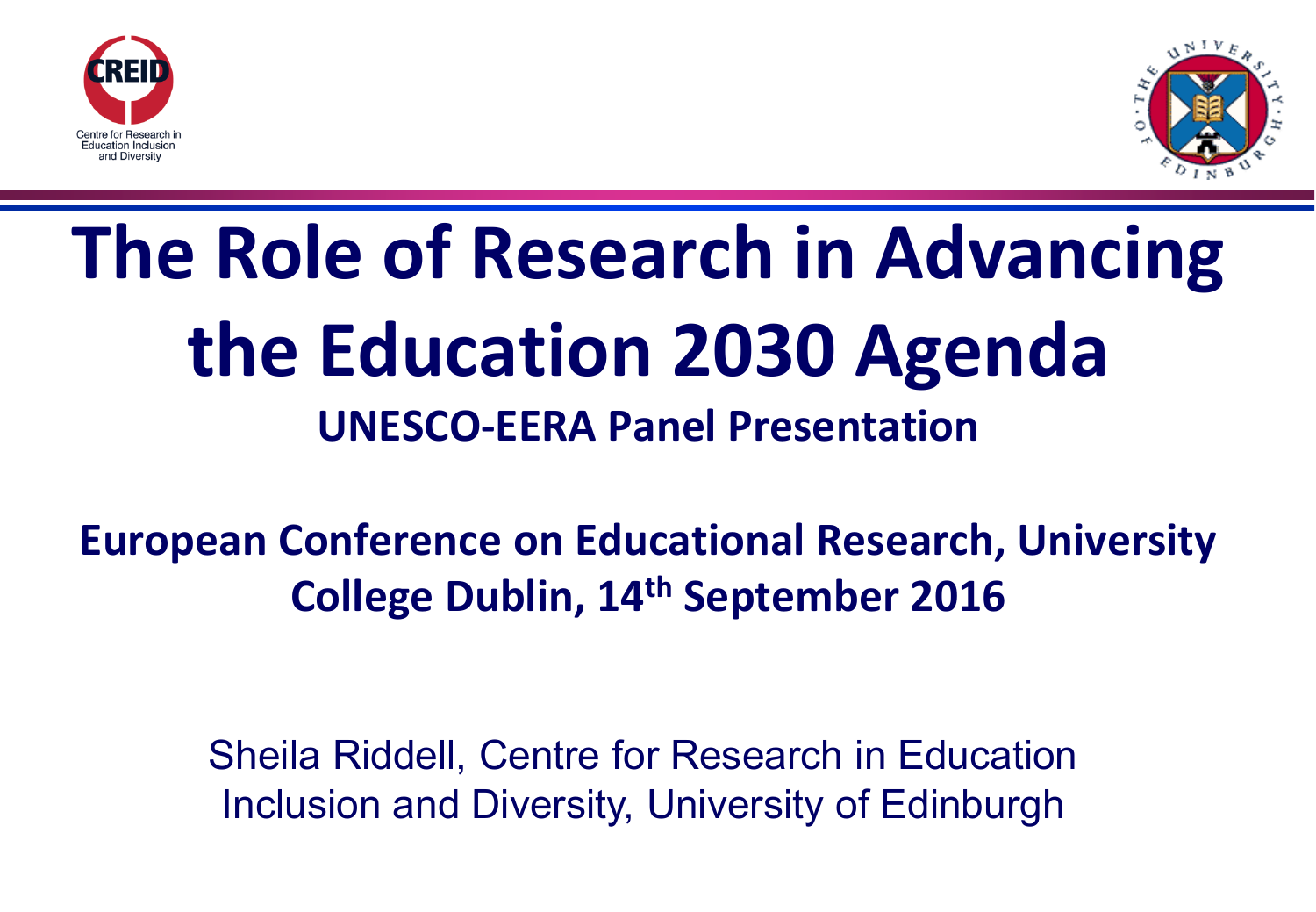Centre for Research in Education Inclusion and Diversity

# The Role of Research in Advancing the Education 2030 Agenda

**UNESCO-EERA Panel Presentation**

**European Conference on Educational Research, University College Dublin, 14th September 2016**

Sheila Riddell, Centre for Research in Education Inclusion and Diversity, University of Edinburgh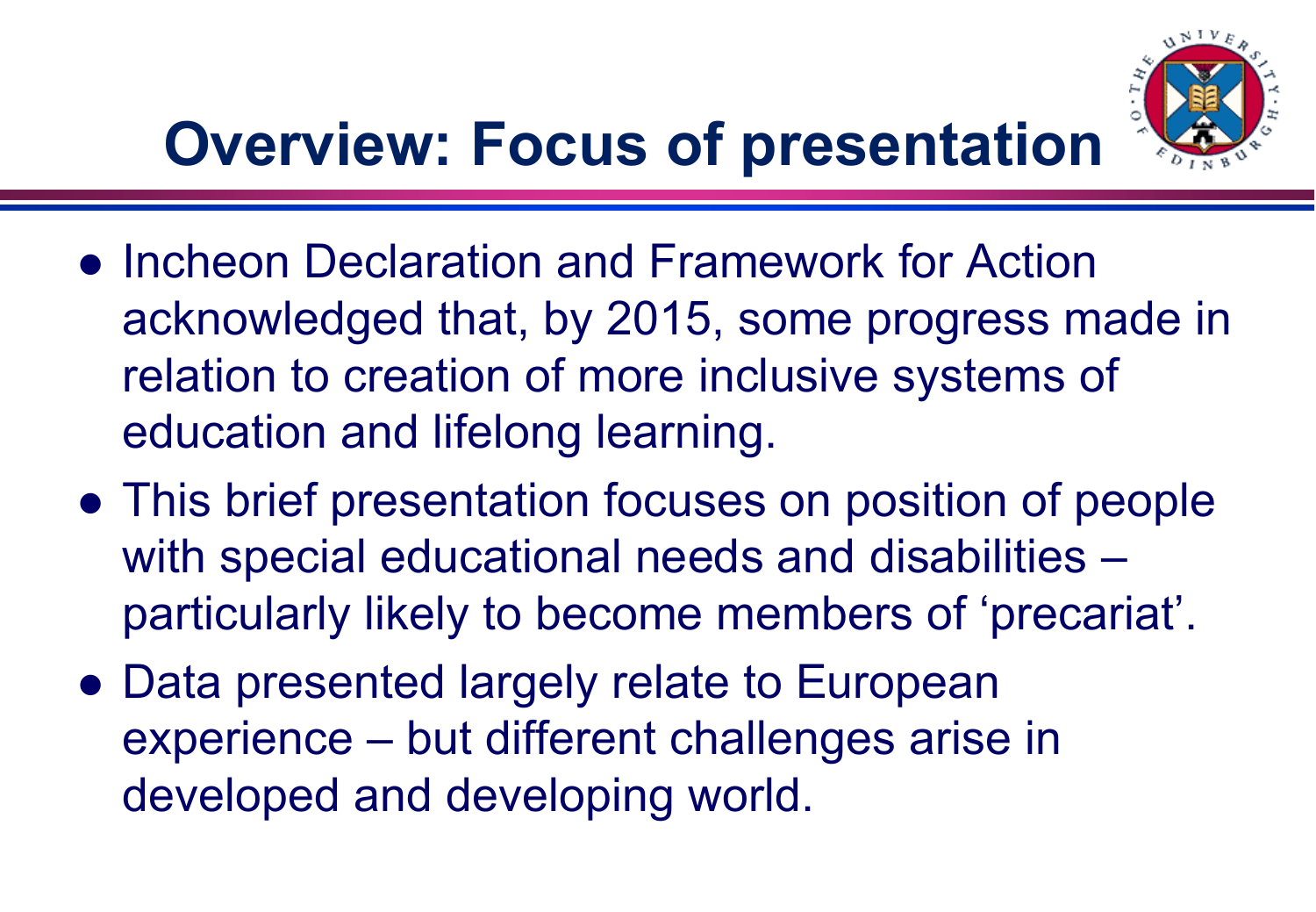# Overview: Focus of presentation

- Incheon Declaration and Framework for Action acknowledged that, by 2015, some progress made in relation to creation of more inclusive systems of education and lifelong learning.
- This brief presentation focuses on position of people with special educational needs and disabilities – particularly likely to become members of 'precariat'.
- Data presented largely relate to European experience – but different challenges arise in developed and developing world.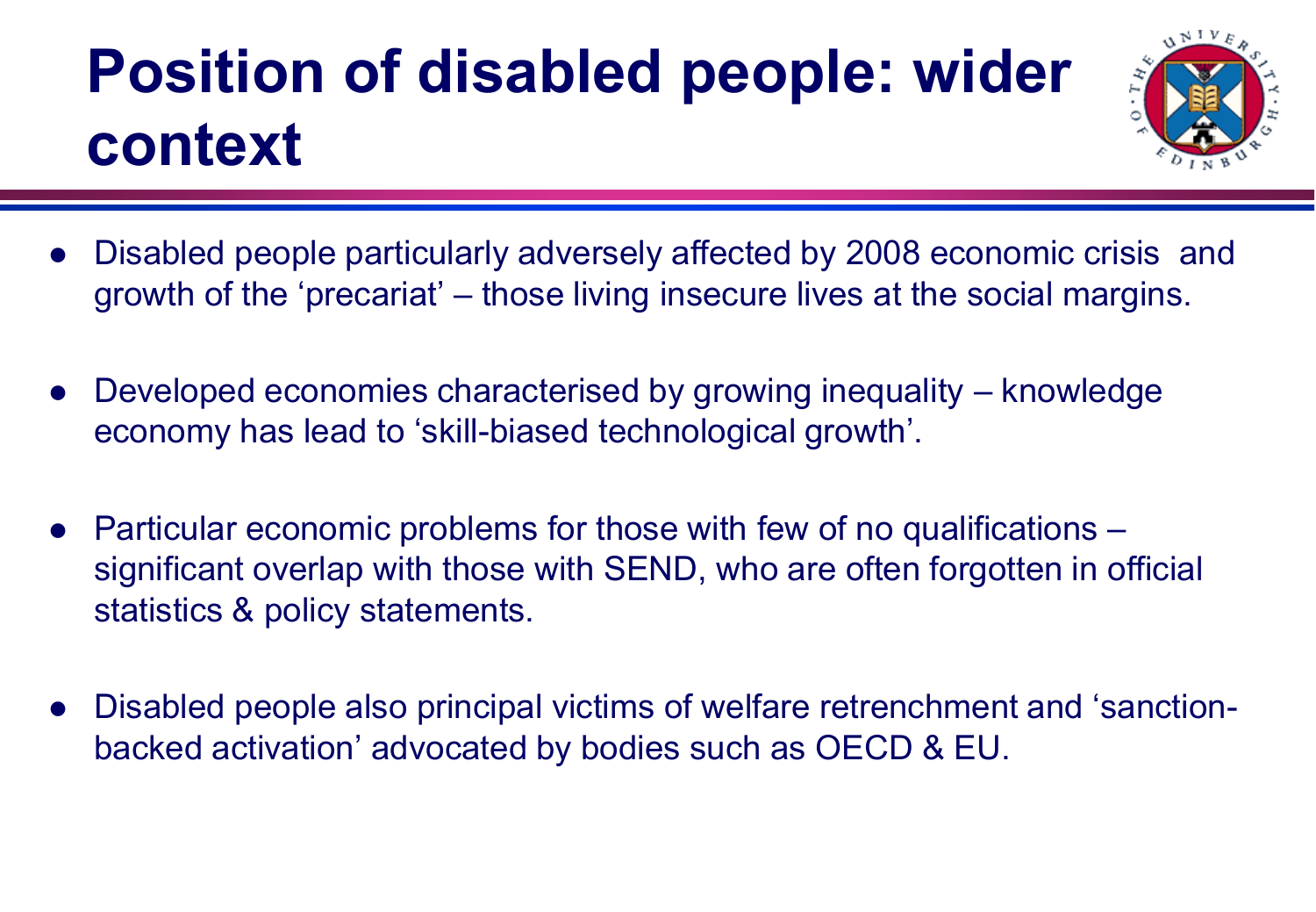# Position of disabled people: wider context

- Disabled people particularly adversely affected by 2008 economic crisis and growth of the 'precariat' – those living insecure lives at the social margins.
- Developed economies characterised by growing inequality – knowledge economy has lead to 'skill-biased technological growth'.
- Particular economic problems for those with few of no qualifications – significant overlap with those with SEND, who are often forgotten in official statistics & policy statements.
- Disabled people also principal victims of welfare retrenchment and 'sanction-backed activation' advocated by bodies such as OECD & EU.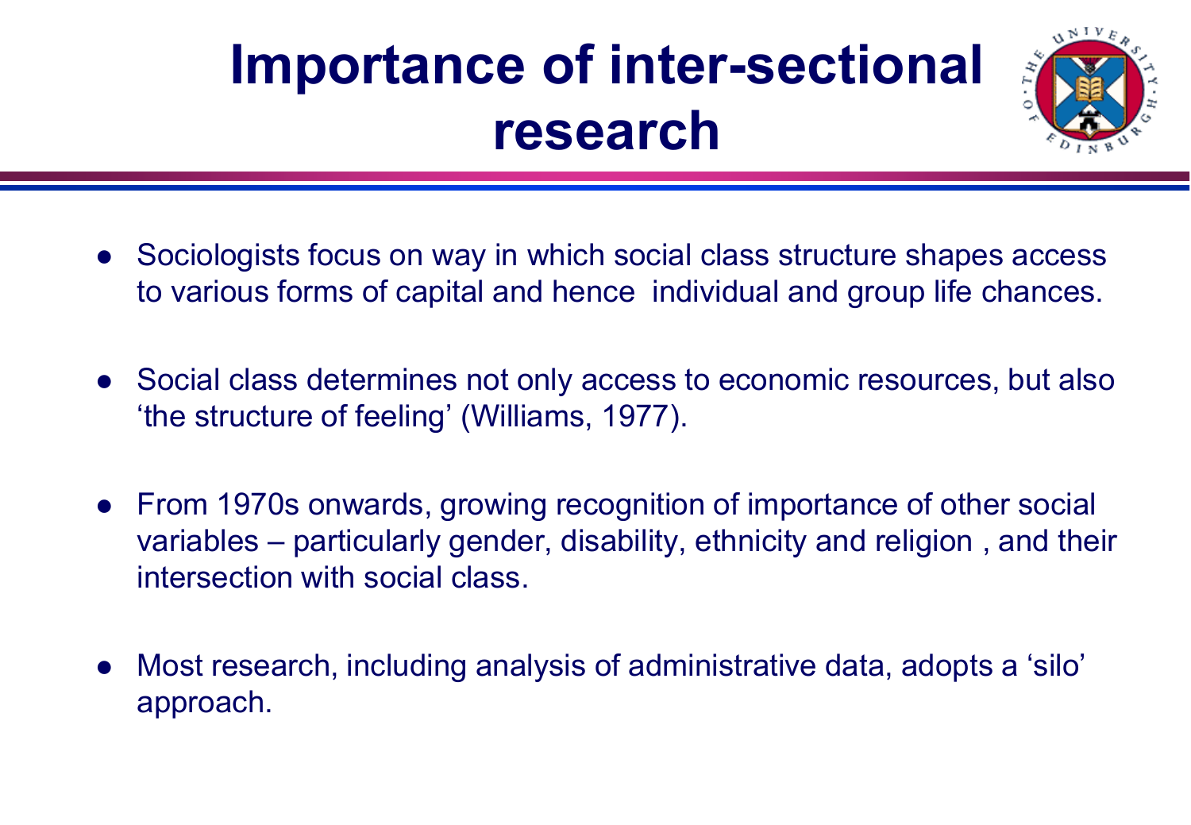# Importance of inter-sectional research

- Sociologists focus on way in which social class structure shapes access to various forms of capital and hence individual and group life chances.
- Social class determines not only access to economic resources, but also ‘the structure of feeling’ (Williams, 1977).
- From 1970s onwards, growing recognition of importance of other social variables – particularly gender, disability, ethnicity and religion , and their intersection with social class.
- Most research, including analysis of administrative data, adopts a ‘silo’ approach.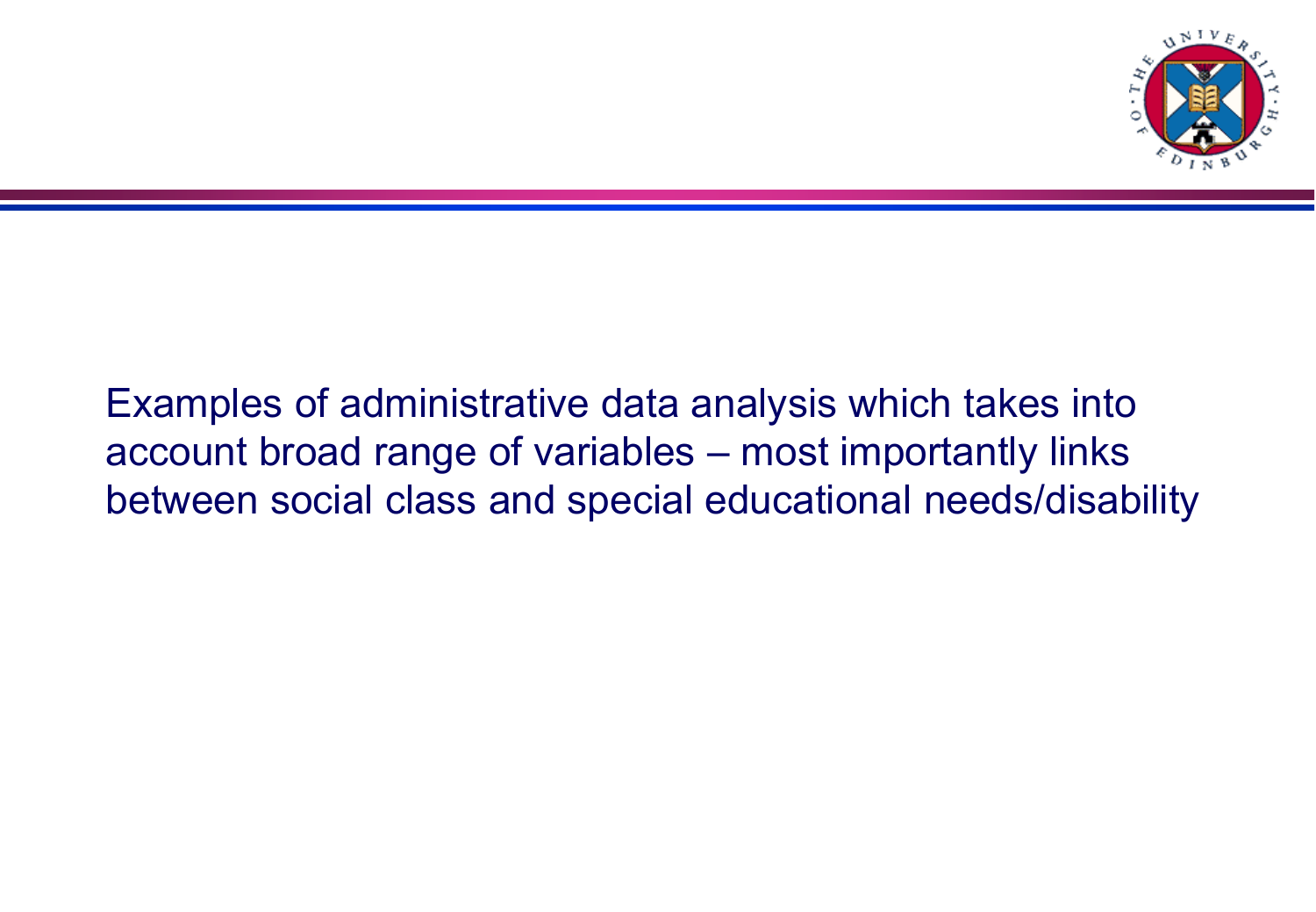Examples of administrative data analysis which takes into account broad range of variables – most importantly links between social class and special educational needs/disability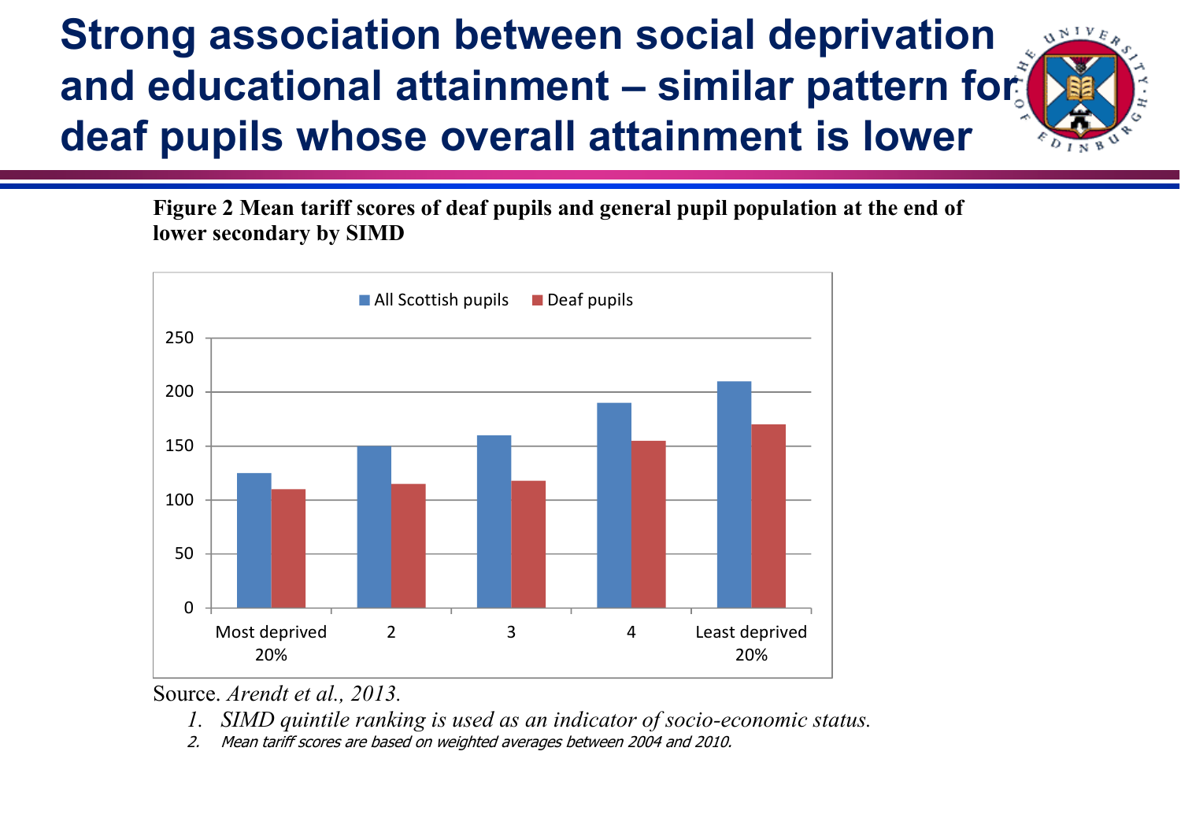# Strong association between social deprivation and educational attainment – similar pattern for deaf pupils whose overall attainment is lower

**Figure 2 Mean tariff scores of deaf pupils and general pupil population at the end of lower secondary by SIMD**

Source. *Arendt et al., 2013.*

1. *SIMD quintile ranking is used as an indicator of socio-economic status.*
2. *Mean tariff scores are based on weighted averages between 2004 and 2010.*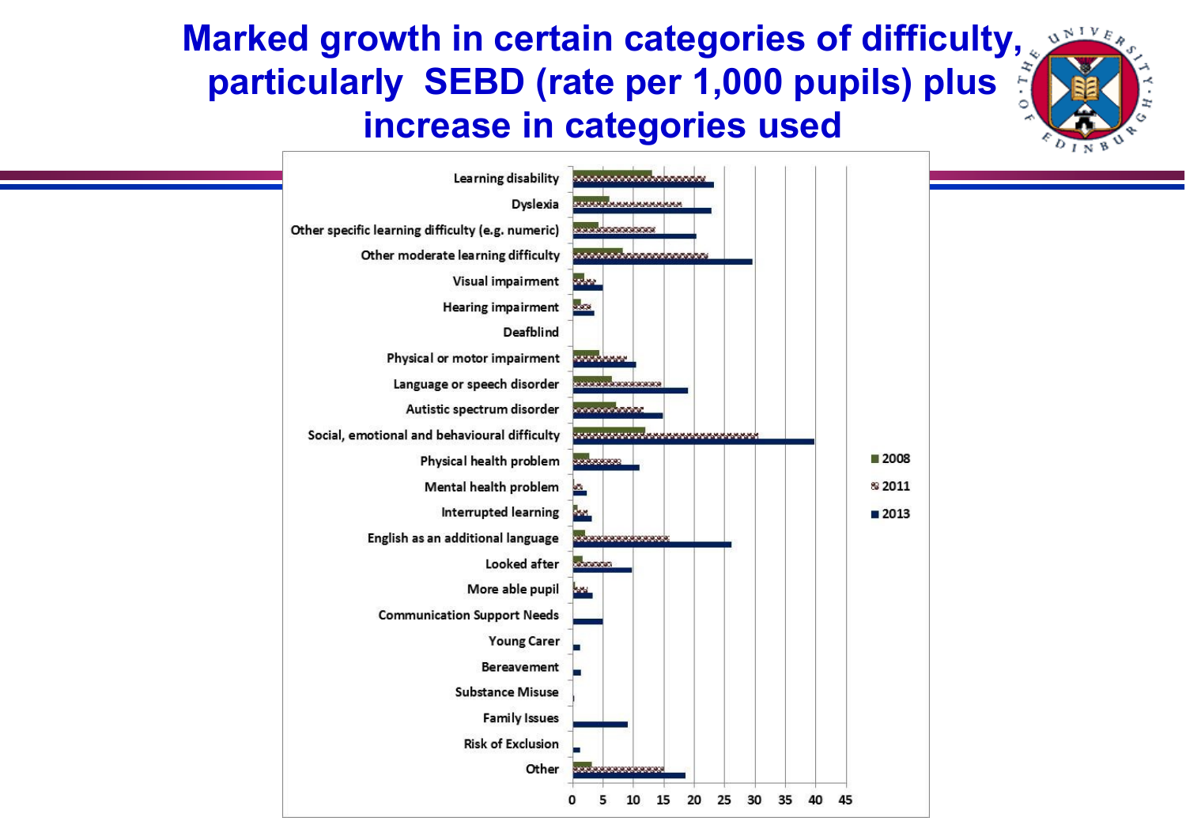# Marked growth in certain categories of difficulty, particularly SEBD (rate per 1,000 pupils) plus increase in categories used

Learning disability
Dyslexia
Other specific learning difficulty (e.g. numeric)
Other moderate learning difficulty
Visual impairment
Hearing impairment
Deafblind
Physical or motor impairment
Language or speech disorder
Autistic spectrum disorder
Social, emotional and behavioural difficulty
Physical health problem
Mental health problem
Interrupted learning
English as an additional language
Looked after
More able pupil
Communication Support Needs
Young Carer
Bereavement
Substance Misuse
Family Issues
Risk of Exclusion
Other

0 5 10 15 20 25 30 35 40 45

2008
2011
2013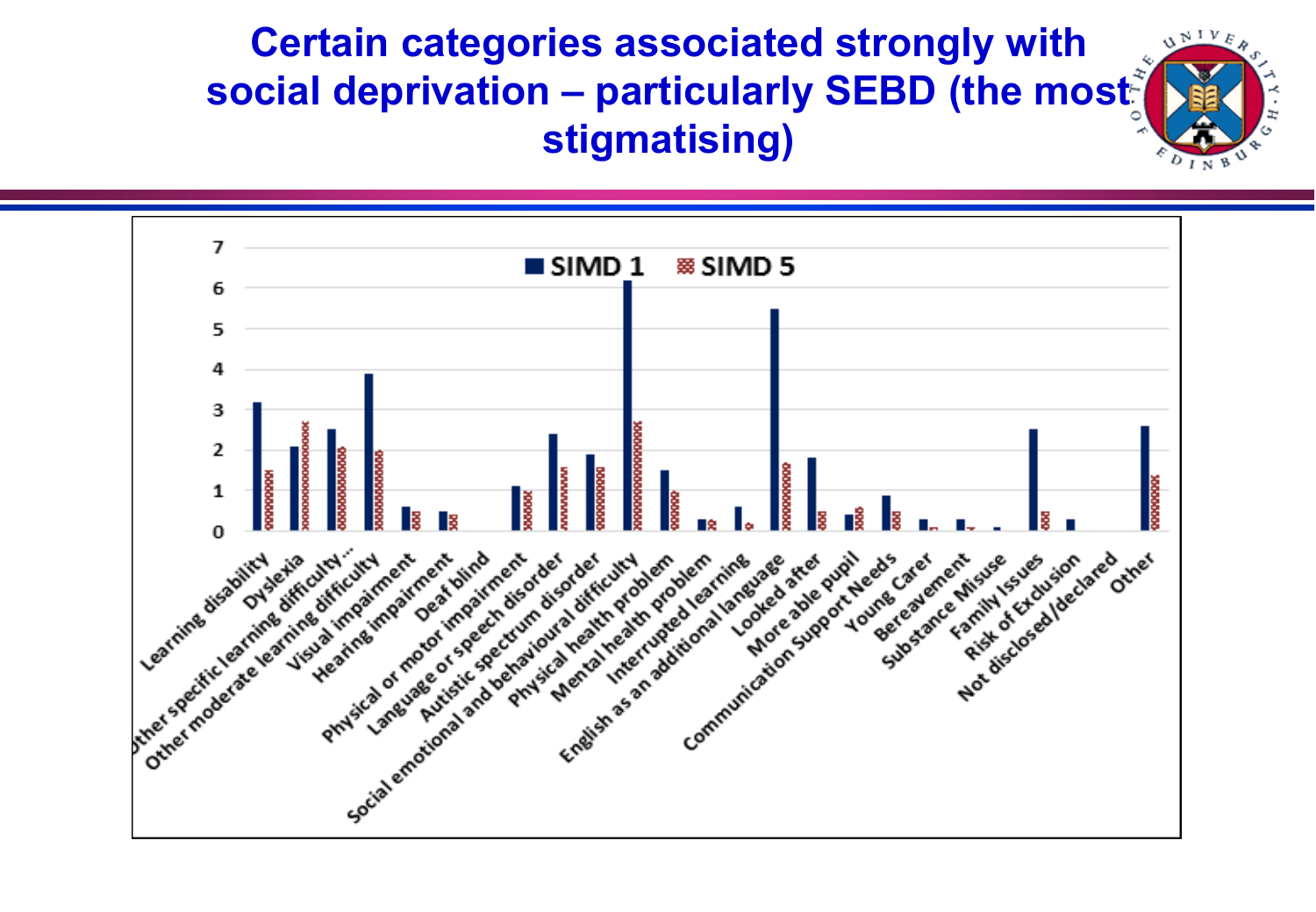# Certain categories associated strongly with social deprivation – particularly SEBD (the most stigmatising)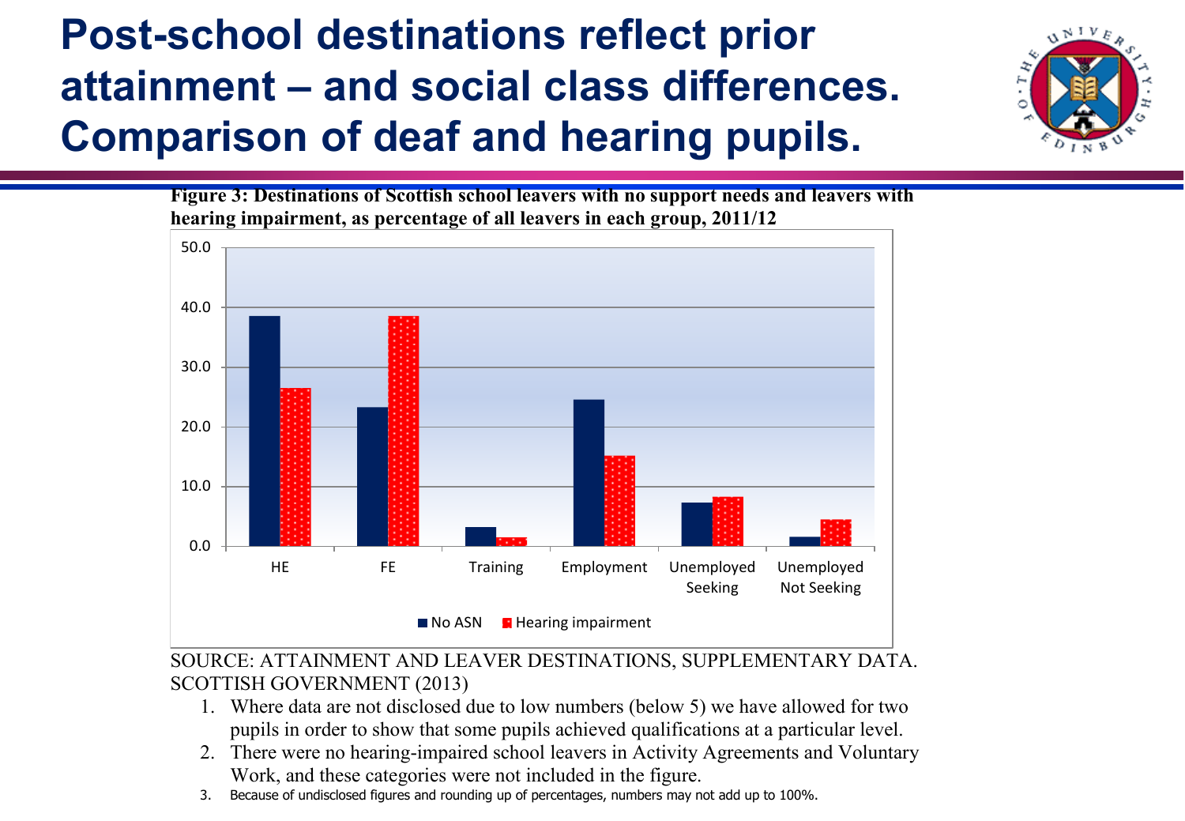# Post-school destinations reflect prior attainment – and social class differences. Comparison of deaf and hearing pupils.

**Figure 3: Destinations of Scottish school leavers with no support needs and leavers with hearing impairment, as percentage of all leavers in each group, 2011/12**

SOURCE: ATTAINMENT AND LEAVER DESTINATIONS, SUPPLEMENTARY DATA. SCOTTISH GOVERNMENT (2013)

1. Where data are not disclosed due to low numbers (below 5) we have allowed for two pupils in order to show that some pupils achieved qualifications at a particular level.
2. There were no hearing-impaired school leavers in Activity Agreements and Voluntary Work, and these categories were not included in the figure.
3. Because of undisclosed figures and rounding up of percentages, numbers may not add up to 100%.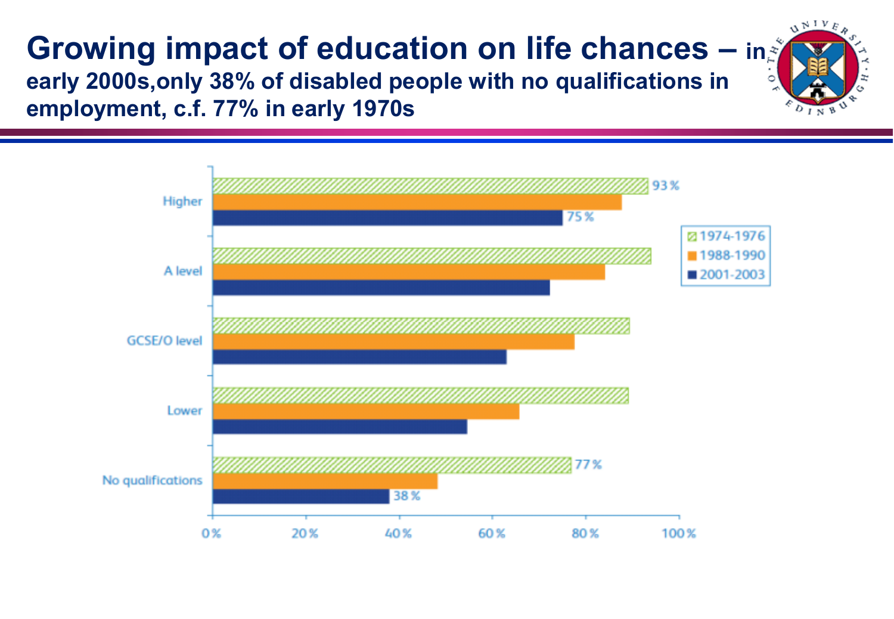# Growing impact of education on life chances – in early 2000s, only 38% of disabled people with no qualifications in employment, c.f. 77% in early 1970s

Higher: 93%, 75%

A level

GCSE/O level

Lower

No qualifications: 77%, 38%

1974-1976

1988-1990

2001-2003

0% 20% 40% 60% 80% 100%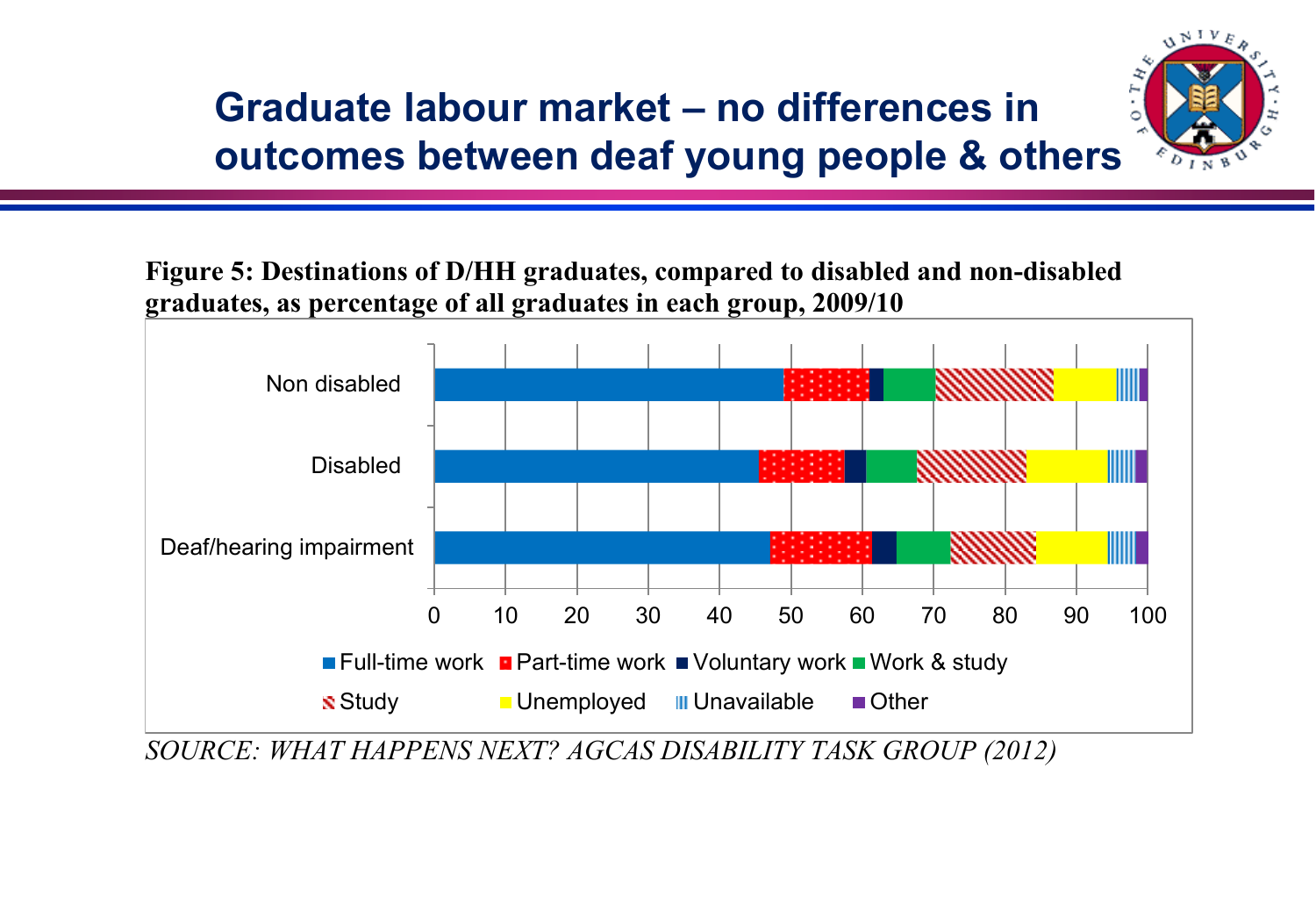# Graduate labour market – no differences in outcomes between deaf young people & others

**Figure 5: Destinations of D/HH graduates, compared to disabled and non-disabled graduates, as percentage of all graduates in each group, 2009/10**

Non disabled

Disabled

Deaf/hearing impairment

0 10 20 30 40 50 60 70 80 90 100

Full-time work, Part-time work, Voluntary work, Work & study, Study, Unemployed, Unavailable, Other

*SOURCE: WHAT HAPPENS NEXT? AGCAS DISABILITY TASK GROUP (2012)*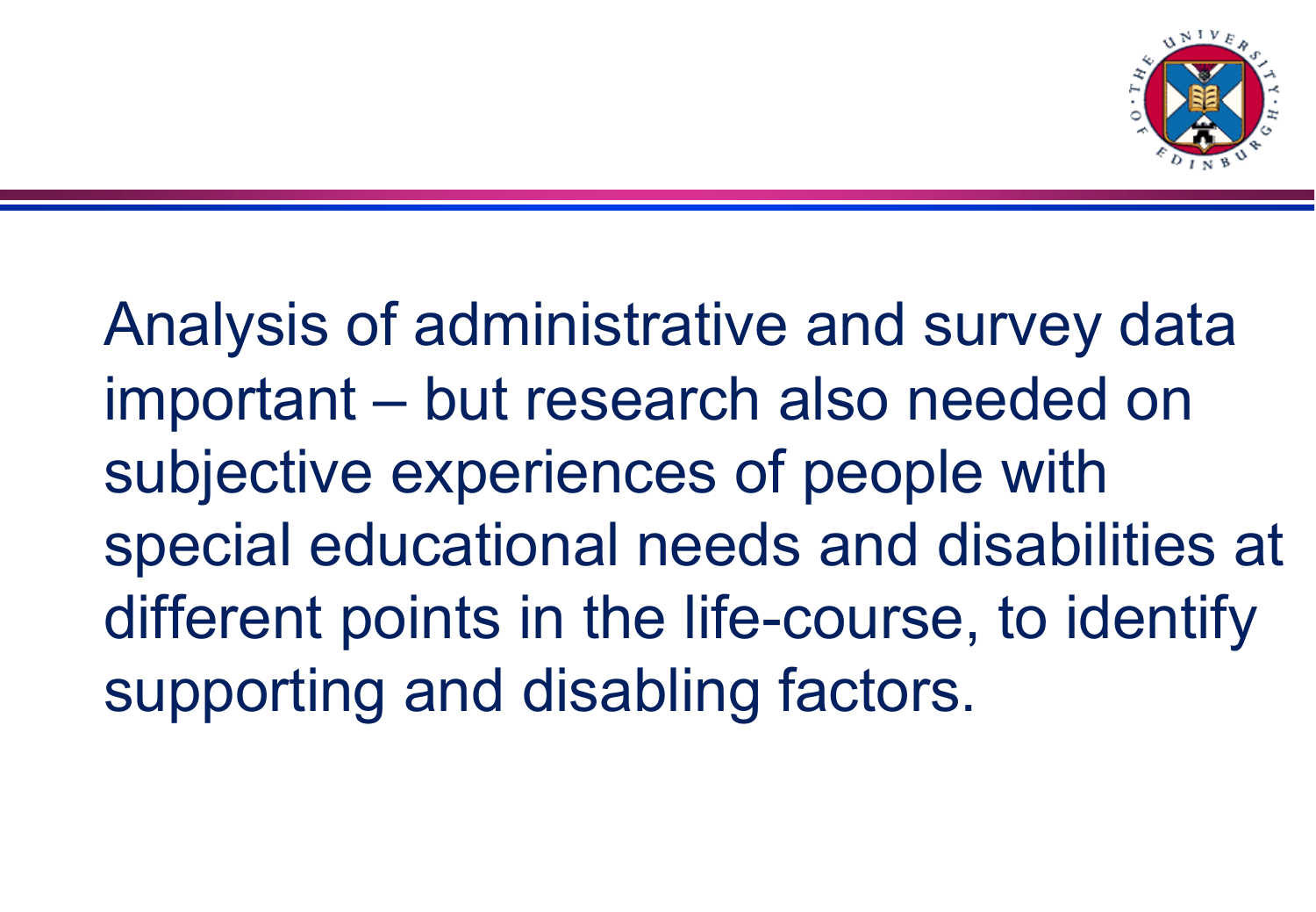Analysis of administrative and survey data important – but research also needed on subjective experiences of people with special educational needs and disabilities at different points in the life-course, to identify supporting and disabling factors.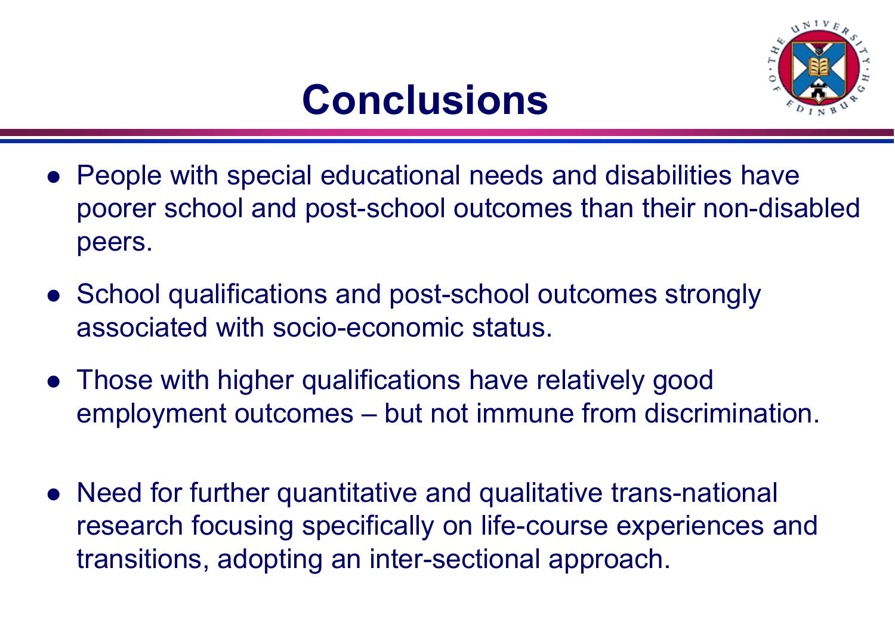# Conclusions

- People with special educational needs and disabilities have poorer school and post-school outcomes than their non-disabled peers.
- School qualifications and post-school outcomes strongly associated with socio-economic status.
- Those with higher qualifications have relatively good employment outcomes – but not immune from discrimination.
- Need for further quantitative and qualitative trans-national research focusing specifically on life-course experiences and transitions, adopting an inter-sectional approach.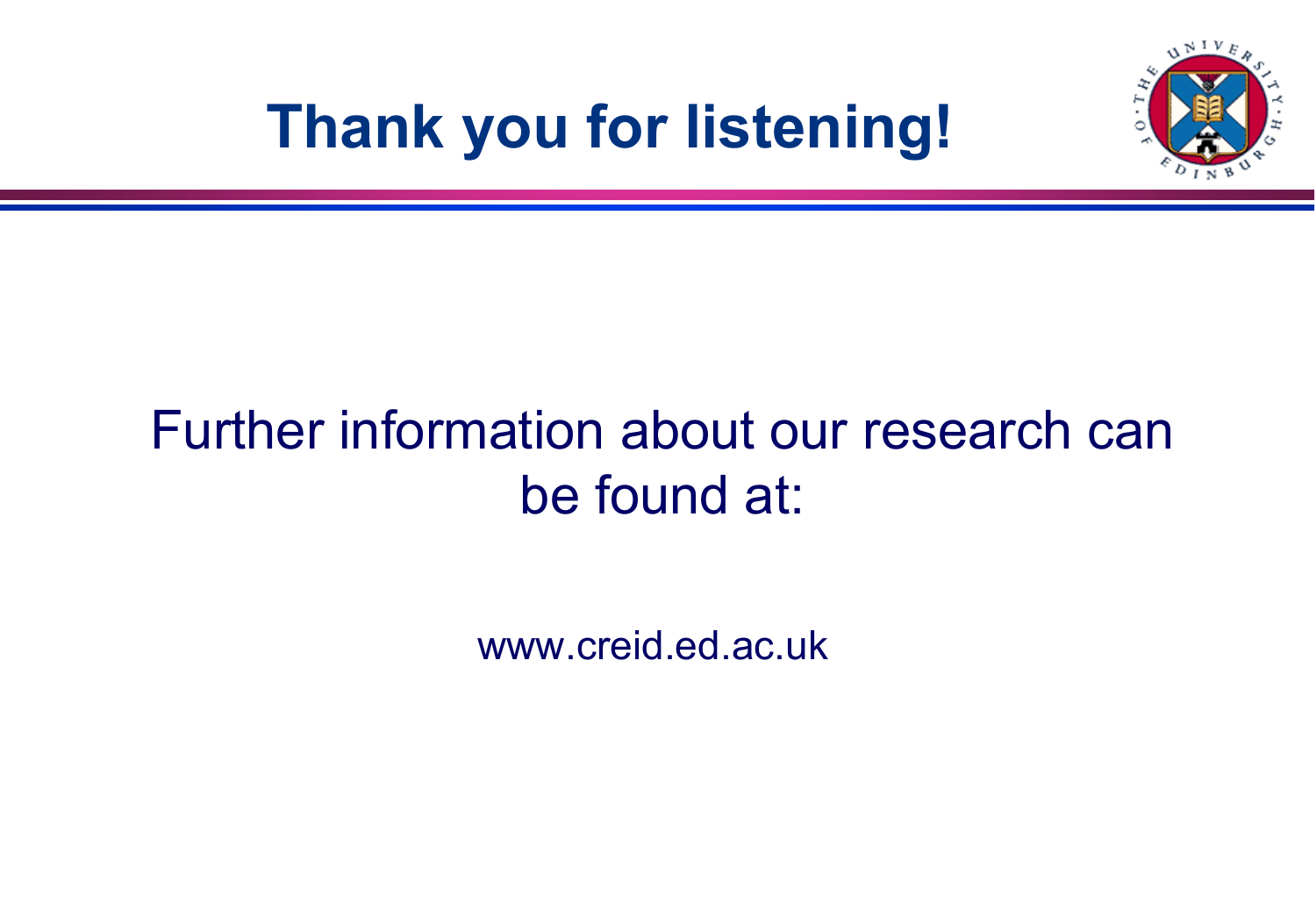# Thank you for listening!

Further information about our research can be found at:

www.creid.ed.ac.uk